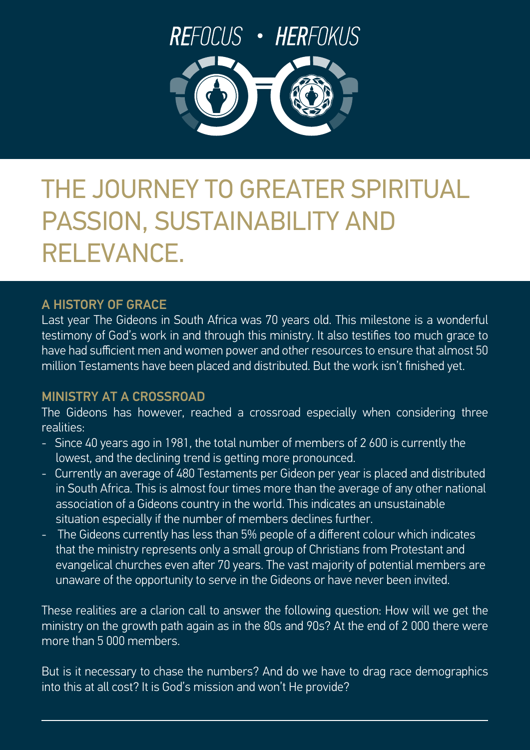REFOCUS • HERFOKUS

# THE JOURNEY TO GREATER SPIRITUAL PASSION, SUSTAINABILITY AND RELEVANCE.

## A HISTORY OF GRACE

Last year The Gideons in South Africa was 70 years old. This milestone is a wonderful testimony of God's work in and through this ministry. It also testifies too much grace to have had sufficient men and women power and other resources to ensure that almost 50 million Testaments have been placed and distributed. But the work isn't finished yet.

## MINISTRY AT A CROSSROAD

The Gideons has however, reached a crossroad especially when considering three realities:

- Since 40 years ago in 1981, the total number of members of 2 600 is currently the lowest, and the declining trend is getting more pronounced.
- Currently an average of 480 Testaments per Gideon per year is placed and distributed in South Africa. This is almost four times more than the average of any other national association of a Gideons country in the world. This indicates an unsustainable situation especially if the number of members declines further.
- The Gideons currently has less than 5% people of a different colour which indicates that the ministry represents only a small group of Christians from Protestant and evangelical churches even after 70 years. The vast majority of potential members are unaware of the opportunity to serve in the Gideons or have never been invited.

These realities are a clarion call to answer the following question: How will we get the ministry on the growth path again as in the 80s and 90s? At the end of 2 000 there were more than 5 000 members.

But is it necessary to chase the numbers? And do we have to drag race demographics into this at all cost? It is God's mission and won't He provide?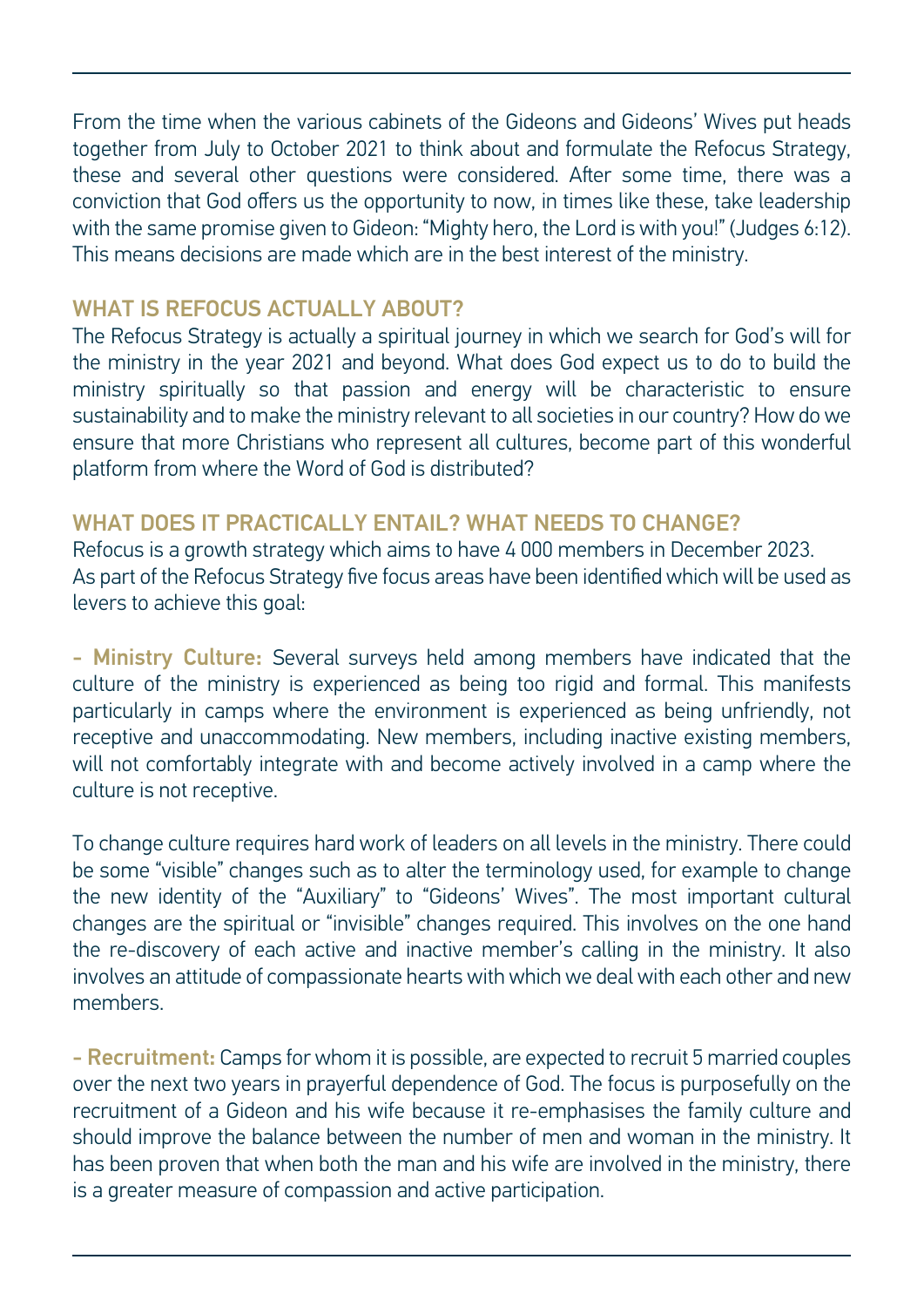From the time when the various cabinets of the Gideons and Gideons' Wives put heads together from July to October 2021 to think about and formulate the Refocus Strategy, these and several other questions were considered. After some time, there was a conviction that God offers us the opportunity to now, in times like these, take leadership with the same promise given to Gideon: "Mighty hero, the Lord is with you!" (Judges 6:12). This means decisions are made which are in the best interest of the ministry.

## WHAT IS REFOCUS ACTUALLY ABOUT?

The Refocus Strategy is actually a spiritual journey in which we search for God's will for the ministry in the year 2021 and beyond. What does God expect us to do to build the ministry spiritually so that passion and energy will be characteristic to ensure sustainability and to make the ministry relevant to all societies in our country? How do we ensure that more Christians who represent all cultures, become part of this wonderful platform from where the Word of God is distributed?

## WHAT DOES IT PRACTICALLY ENTAIL? WHAT NEEDS TO CHANGE?

Refocus is a growth strategy which aims to have 4 000 members in December 2023.
As part of the Refocus Strategy five focus areas have been identified which will be used as levers to achieve this goal:

- **Ministry Culture:** Several surveys held among members have indicated that the culture of the ministry is experienced as being too rigid and formal. This manifests particularly in camps where the environment is experienced as being unfriendly, not receptive and unaccommodating. New members, including inactive existing members, will not comfortably integrate with and become actively involved in a camp where the culture is not receptive.

To change culture requires hard work of leaders on all levels in the ministry. There could be some "visible" changes such as to alter the terminology used, for example to change the new identity of the "Auxiliary" to "Gideons' Wives". The most important cultural changes are the spiritual or "invisible" changes required. This involves on the one hand the re-discovery of each active and inactive member's calling in the ministry. It also involves an attitude of compassionate hearts with which we deal with each other and new members.

- **Recruitment:** Camps for whom it is possible, are expected to recruit 5 married couples over the next two years in prayerful dependence of God. The focus is purposefully on the recruitment of a Gideon and his wife because it re-emphasises the family culture and should improve the balance between the number of men and woman in the ministry. It has been proven that when both the man and his wife are involved in the ministry, there is a greater measure of compassion and active participation.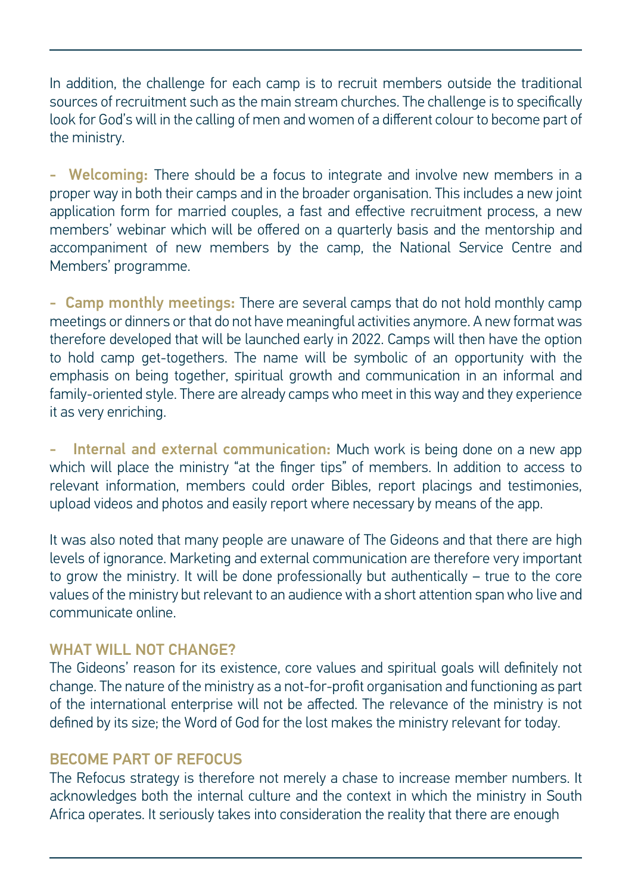In addition, the challenge for each camp is to recruit members outside the traditional sources of recruitment such as the main stream churches. The challenge is to specifically look for God's will in the calling of men and women of a different colour to become part of the ministry.

- **Welcoming:** There should be a focus to integrate and involve new members in a proper way in both their camps and in the broader organisation. This includes a new joint application form for married couples, a fast and effective recruitment process, a new members' webinar which will be offered on a quarterly basis and the mentorship and accompaniment of new members by the camp, the National Service Centre and Members' programme.

- **Camp monthly meetings:** There are several camps that do not hold monthly camp meetings or dinners or that do not have meaningful activities anymore. A new format was therefore developed that will be launched early in 2022. Camps will then have the option to hold camp get-togethers. The name will be symbolic of an opportunity with the emphasis on being together, spiritual growth and communication in an informal and family-oriented style. There are already camps who meet in this way and they experience it as very enriching.

- **Internal and external communication:** Much work is being done on a new app which will place the ministry "at the finger tips" of members. In addition to access to relevant information, members could order Bibles, report placings and testimonies, upload videos and photos and easily report where necessary by means of the app.

It was also noted that many people are unaware of The Gideons and that there are high levels of ignorance. Marketing and external communication are therefore very important to grow the ministry. It will be done professionally but authentically – true to the core values of the ministry but relevant to an audience with a short attention span who live and communicate online.

## WHAT WILL NOT CHANGE?

The Gideons' reason for its existence, core values and spiritual goals will definitely not change. The nature of the ministry as a not-for-profit organisation and functioning as part of the international enterprise will not be affected. The relevance of the ministry is not defined by its size; the Word of God for the lost makes the ministry relevant for today.

## BECOME PART OF REFOCUS

The Refocus strategy is therefore not merely a chase to increase member numbers. It acknowledges both the internal culture and the context in which the ministry in South Africa operates. It seriously takes into consideration the reality that there are enough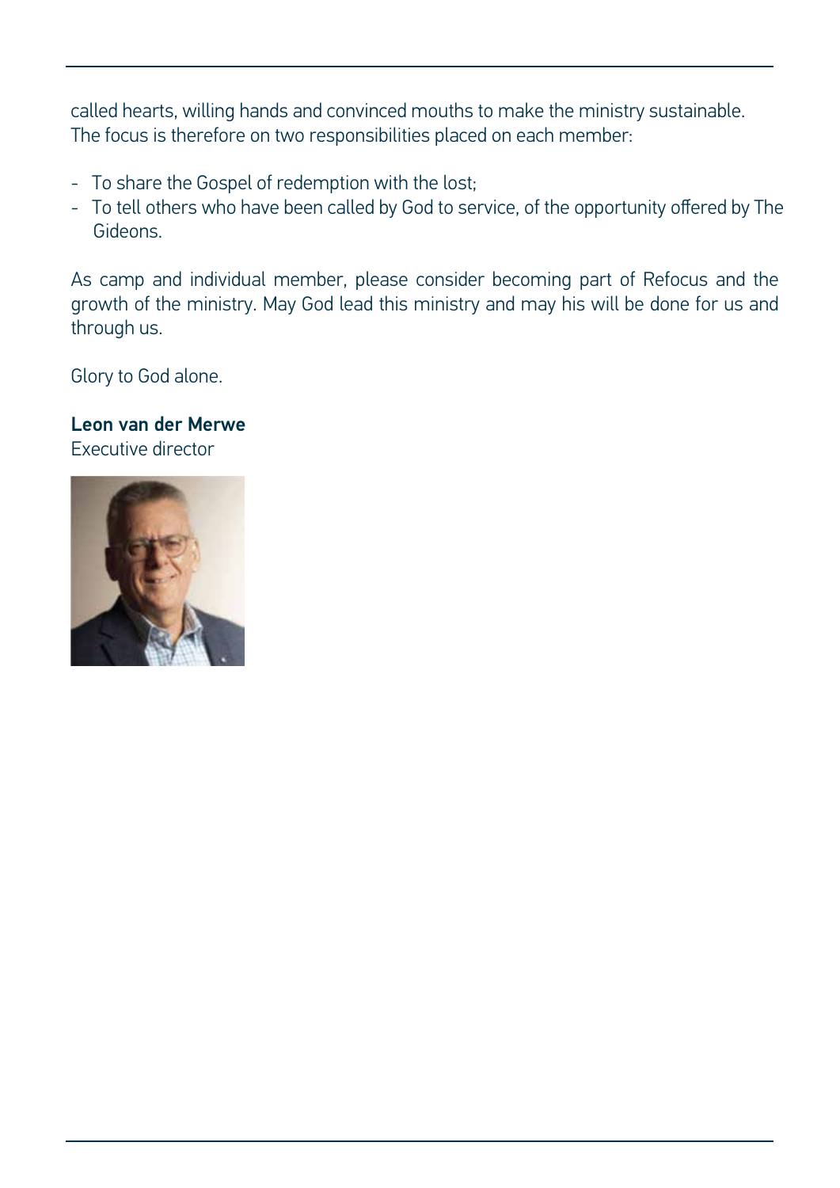called hearts, willing hands and convinced mouths to make the ministry sustainable. The focus is therefore on two responsibilities placed on each member:

- To share the Gospel of redemption with the lost;
- To tell others who have been called by God to service, of the opportunity offered by The Gideons.

As camp and individual member, please consider becoming part of Refocus and the growth of the ministry. May God lead this ministry and may his will be done for us and through us.

Glory to God alone.

**Leon van der Merwe**
Executive director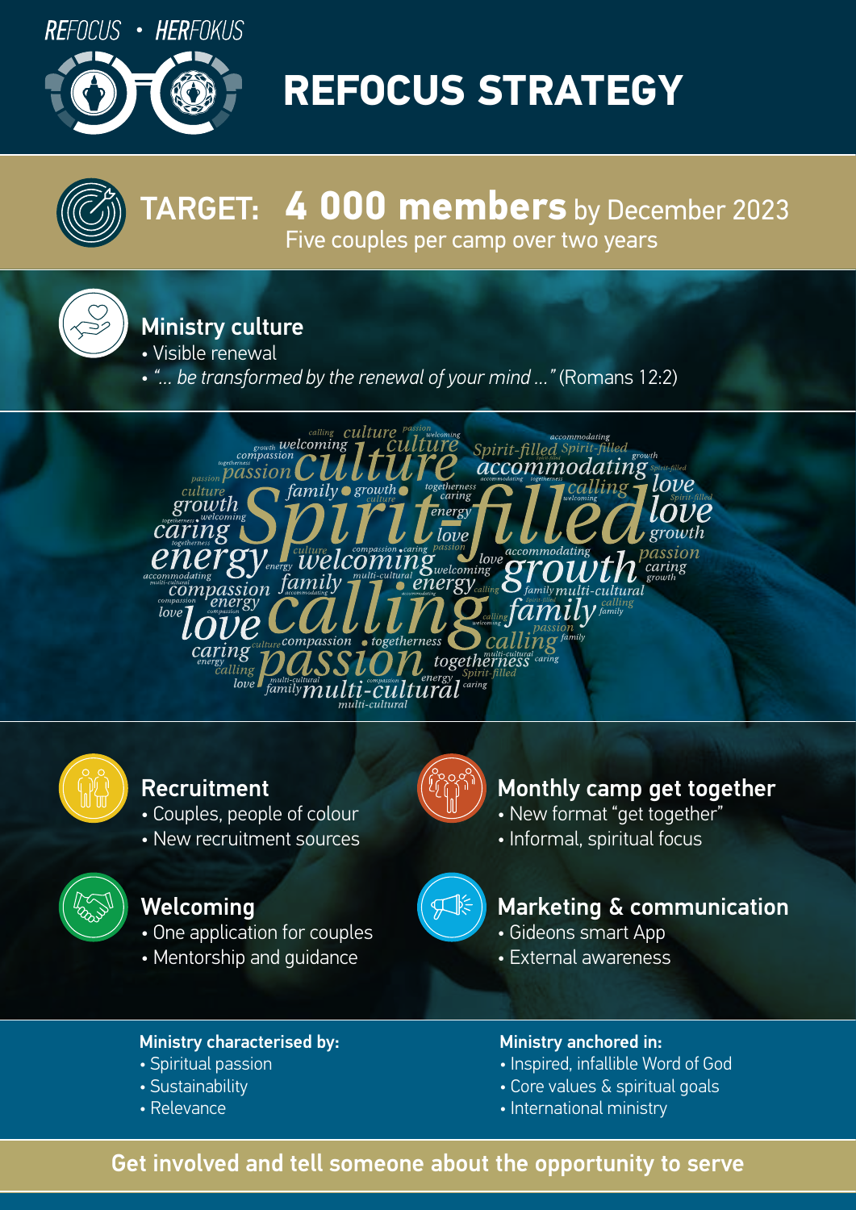REFOCUS • HERFOKUS

# REFOCUS STRATEGY

## TARGET: **4 000 members** by December 2023

Five couples per camp over two years

### Ministry culture

- Visible renewal
- *"... be transformed by the renewal of your mind ..."* (Romans 12:2)

### Recruitment

- Couples, people of colour
- New recruitment sources

### Monthly camp get together

- New format "get together"
- Informal, spiritual focus

### Welcoming

- One application for couples
- Mentorship and guidance

### Marketing & communication

- Gideons smart App
- External awareness

**Ministry characterised by:**

- Spiritual passion
- Sustainability
- Relevance

**Ministry anchored in:**

- Inspired, infallible Word of God
- Core values & spiritual goals
- International ministry

**Get involved and tell someone about the opportunity to serve**